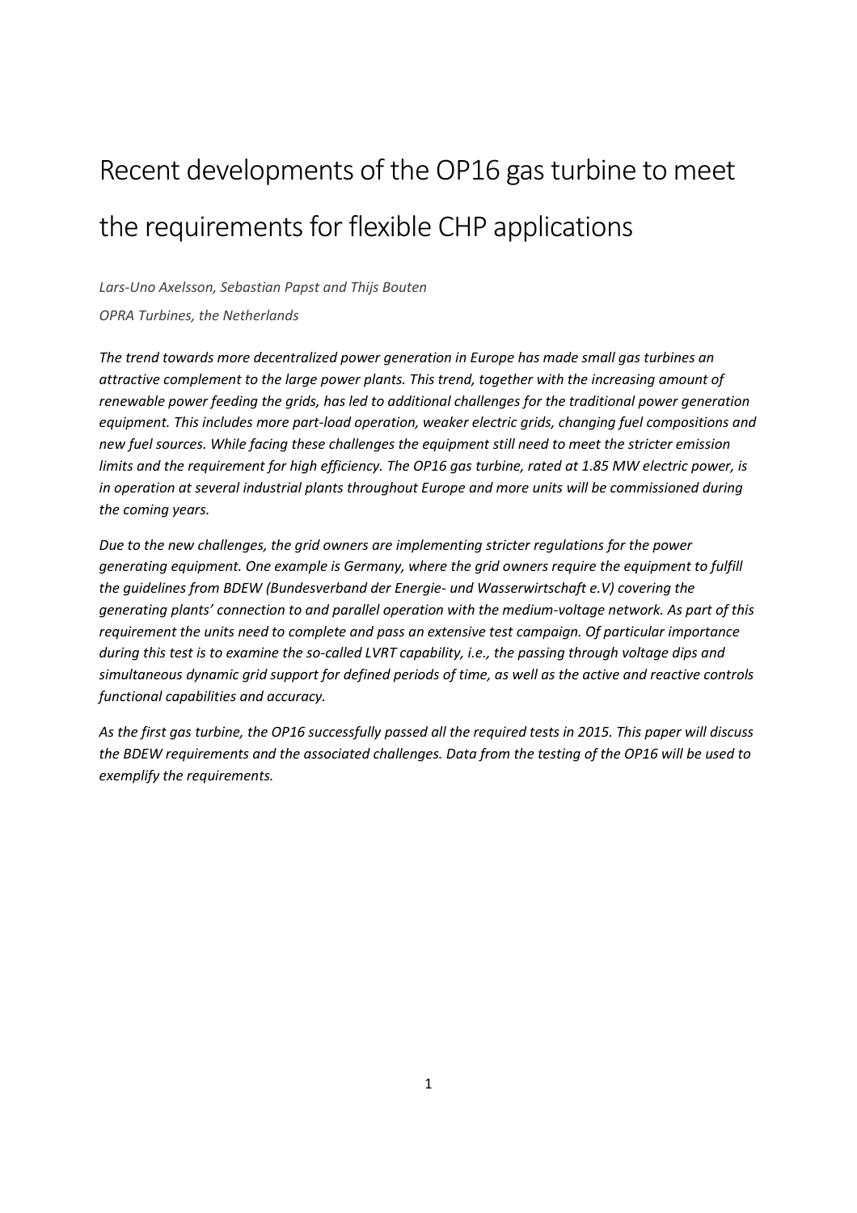# Recent developments of the OP16 gas turbine to meet the requirements for flexible CHP applications

*Lars-Uno Axelsson, Sebastian Papst and Thijs Bouten*

*OPRA Turbines, the Netherlands*

*The trend towards more decentralized power generation in Europe has made small gas turbines an attractive complement to the large power plants. This trend, together with the increasing amount of renewable power feeding the grids, has led to additional challenges for the traditional power generation equipment. This includes more part-load operation, weaker electric grids, changing fuel compositions and new fuel sources. While facing these challenges the equipment still need to meet the stricter emission limits and the requirement for high efficiency. The OP16 gas turbine, rated at 1.85 MW electric power, is in operation at several industrial plants throughout Europe and more units will be commissioned during the coming years.*

*Due to the new challenges, the grid owners are implementing stricter regulations for the power generating equipment. One example is Germany, where the grid owners require the equipment to fulfill the guidelines from BDEW (Bundesverband der Energie- und Wasserwirtschaft e.V) covering the generating plants' connection to and parallel operation with the medium-voltage network. As part of this requirement the units need to complete and pass an extensive test campaign. Of particular importance during this test is to examine the so-called LVRT capability, i.e., the passing through voltage dips and simultaneous dynamic grid support for defined periods of time, as well as the active and reactive controls functional capabilities and accuracy.*

*As the first gas turbine, the OP16 successfully passed all the required tests in 2015. This paper will discuss the BDEW requirements and the associated challenges. Data from the testing of the OP16 will be used to exemplify the requirements.*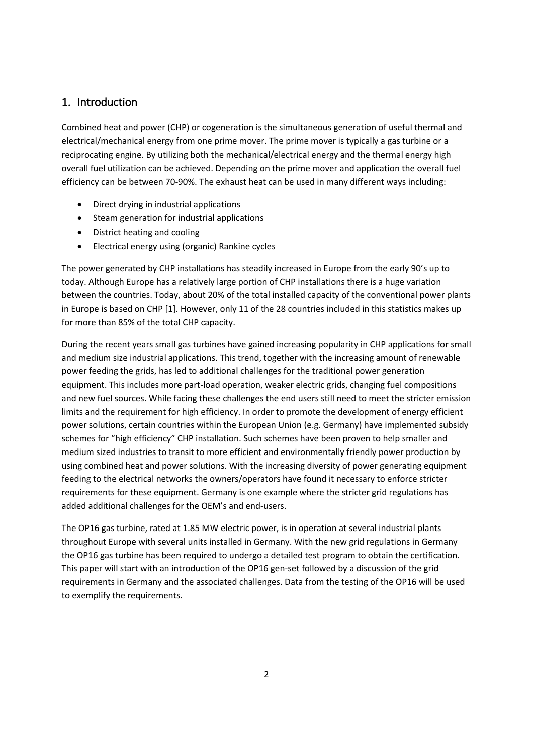## 1. Introduction

Combined heat and power (CHP) or cogeneration is the simultaneous generation of useful thermal and electrical/mechanical energy from one prime mover. The prime mover is typically a gas turbine or a reciprocating engine. By utilizing both the mechanical/electrical energy and the thermal energy high overall fuel utilization can be achieved. Depending on the prime mover and application the overall fuel efficiency can be between 70-90%. The exhaust heat can be used in many different ways including:

- Direct drying in industrial applications
- Steam generation for industrial applications
- District heating and cooling
- Electrical energy using (organic) Rankine cycles

The power generated by CHP installations has steadily increased in Europe from the early 90's up to today. Although Europe has a relatively large portion of CHP installations there is a huge variation between the countries. Today, about 20% of the total installed capacity of the conventional power plants in Europe is based on CHP [1]. However, only 11 of the 28 countries included in this statistics makes up for more than 85% of the total CHP capacity.

During the recent years small gas turbines have gained increasing popularity in CHP applications for small and medium size industrial applications. This trend, together with the increasing amount of renewable power feeding the grids, has led to additional challenges for the traditional power generation equipment. This includes more part-load operation, weaker electric grids, changing fuel compositions and new fuel sources. While facing these challenges the end users still need to meet the stricter emission limits and the requirement for high efficiency. In order to promote the development of energy efficient power solutions, certain countries within the European Union (e.g. Germany) have implemented subsidy schemes for "high efficiency" CHP installation. Such schemes have been proven to help smaller and medium sized industries to transit to more efficient and environmentally friendly power production by using combined heat and power solutions. With the increasing diversity of power generating equipment feeding to the electrical networks the owners/operators have found it necessary to enforce stricter requirements for these equipment. Germany is one example where the stricter grid regulations has added additional challenges for the OEM's and end-users.

The OP16 gas turbine, rated at 1.85 MW electric power, is in operation at several industrial plants throughout Europe with several units installed in Germany. With the new grid regulations in Germany the OP16 gas turbine has been required to undergo a detailed test program to obtain the certification. This paper will start with an introduction of the OP16 gen-set followed by a discussion of the grid requirements in Germany and the associated challenges. Data from the testing of the OP16 will be used to exemplify the requirements.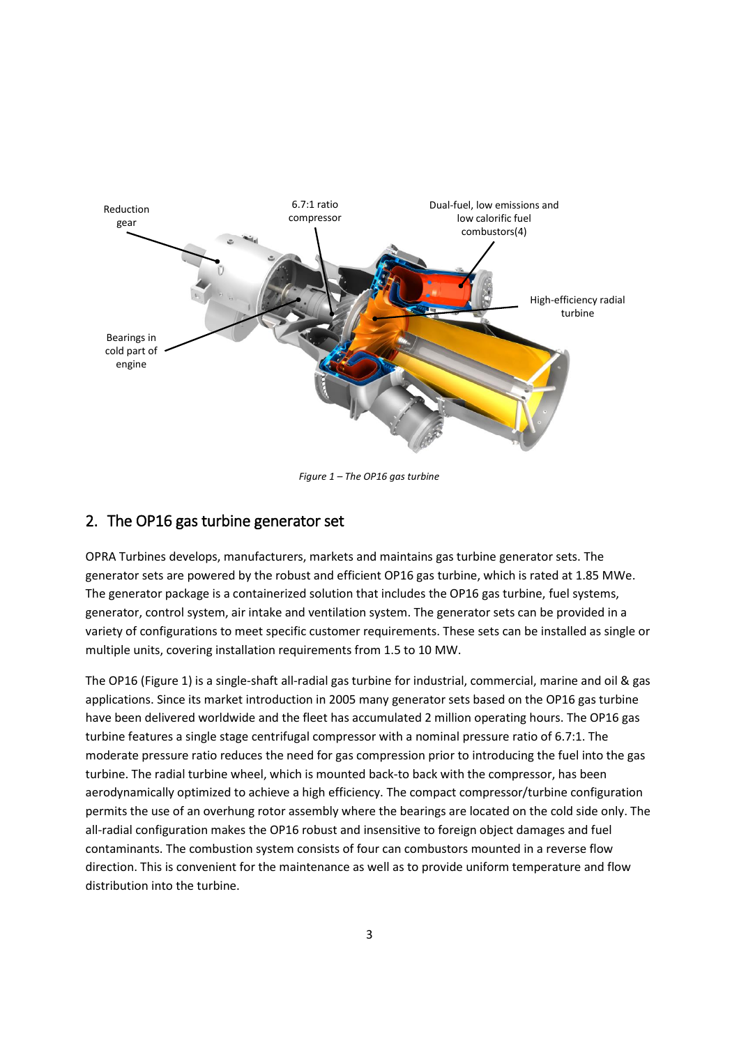Figure 1 – The OP16 gas turbine

## 2. The OP16 gas turbine generator set

OPRA Turbines develops, manufacturers, markets and maintains gas turbine generator sets. The generator sets are powered by the robust and efficient OP16 gas turbine, which is rated at 1.85 MWe. The generator package is a containerized solution that includes the OP16 gas turbine, fuel systems, generator, control system, air intake and ventilation system. The generator sets can be provided in a variety of configurations to meet specific customer requirements. These sets can be installed as single or multiple units, covering installation requirements from 1.5 to 10 MW.

The OP16 (Figure 1) is a single-shaft all-radial gas turbine for industrial, commercial, marine and oil & gas applications. Since its market introduction in 2005 many generator sets based on the OP16 gas turbine have been delivered worldwide and the fleet has accumulated 2 million operating hours. The OP16 gas turbine features a single stage centrifugal compressor with a nominal pressure ratio of 6.7:1. The moderate pressure ratio reduces the need for gas compression prior to introducing the fuel into the gas turbine. The radial turbine wheel, which is mounted back-to back with the compressor, has been aerodynamically optimized to achieve a high efficiency. The compact compressor/turbine configuration permits the use of an overhung rotor assembly where the bearings are located on the cold side only. The all-radial configuration makes the OP16 robust and insensitive to foreign object damages and fuel contaminants. The combustion system consists of four can combustors mounted in a reverse flow direction. This is convenient for the maintenance as well as to provide uniform temperature and flow distribution into the turbine.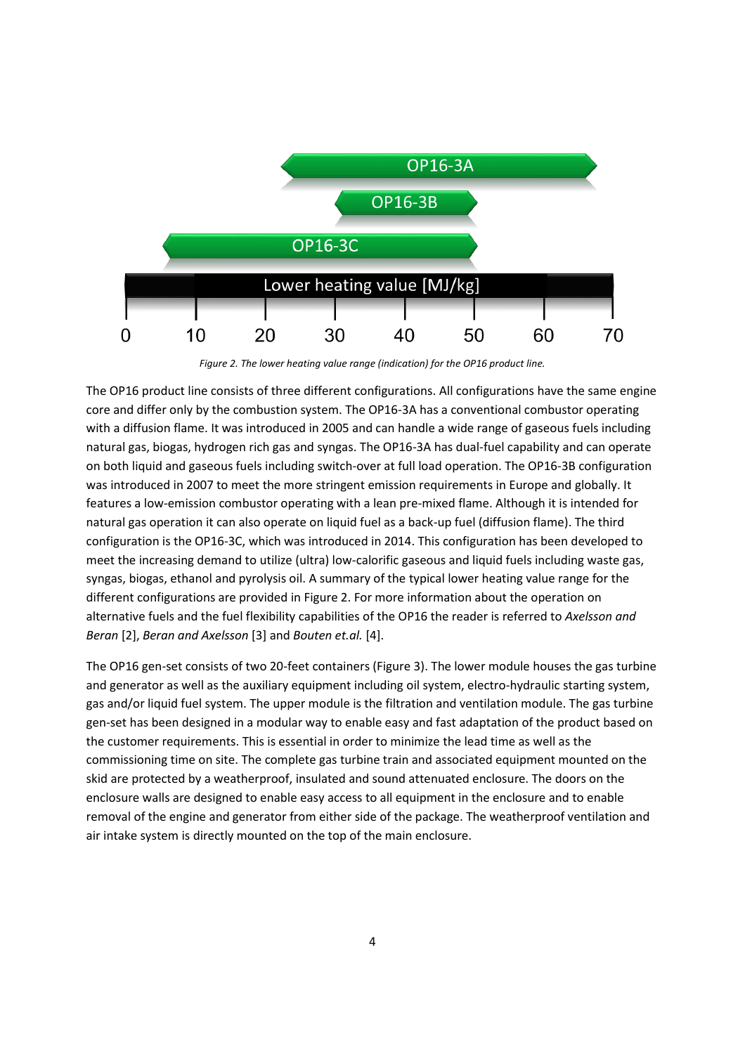*Figure 2. The lower heating value range (indication) for the OP16 product line.*

The OP16 product line consists of three different configurations. All configurations have the same engine core and differ only by the combustion system. The OP16-3A has a conventional combustor operating with a diffusion flame. It was introduced in 2005 and can handle a wide range of gaseous fuels including natural gas, biogas, hydrogen rich gas and syngas. The OP16-3A has dual-fuel capability and can operate on both liquid and gaseous fuels including switch-over at full load operation. The OP16-3B configuration was introduced in 2007 to meet the more stringent emission requirements in Europe and globally. It features a low-emission combustor operating with a lean pre-mixed flame. Although it is intended for natural gas operation it can also operate on liquid fuel as a back-up fuel (diffusion flame). The third configuration is the OP16-3C, which was introduced in 2014. This configuration has been developed to meet the increasing demand to utilize (ultra) low-calorific gaseous and liquid fuels including waste gas, syngas, biogas, ethanol and pyrolysis oil. A summary of the typical lower heating value range for the different configurations are provided in Figure 2. For more information about the operation on alternative fuels and the fuel flexibility capabilities of the OP16 the reader is referred to *Axelsson and Beran* [2], *Beran and Axelsson* [3] and *Bouten et.al.* [4].

The OP16 gen-set consists of two 20-feet containers (Figure 3). The lower module houses the gas turbine and generator as well as the auxiliary equipment including oil system, electro-hydraulic starting system, gas and/or liquid fuel system. The upper module is the filtration and ventilation module. The gas turbine gen-set has been designed in a modular way to enable easy and fast adaptation of the product based on the customer requirements. This is essential in order to minimize the lead time as well as the commissioning time on site. The complete gas turbine train and associated equipment mounted on the skid are protected by a weatherproof, insulated and sound attenuated enclosure. The doors on the enclosure walls are designed to enable easy access to all equipment in the enclosure and to enable removal of the engine and generator from either side of the package. The weatherproof ventilation and air intake system is directly mounted on the top of the main enclosure.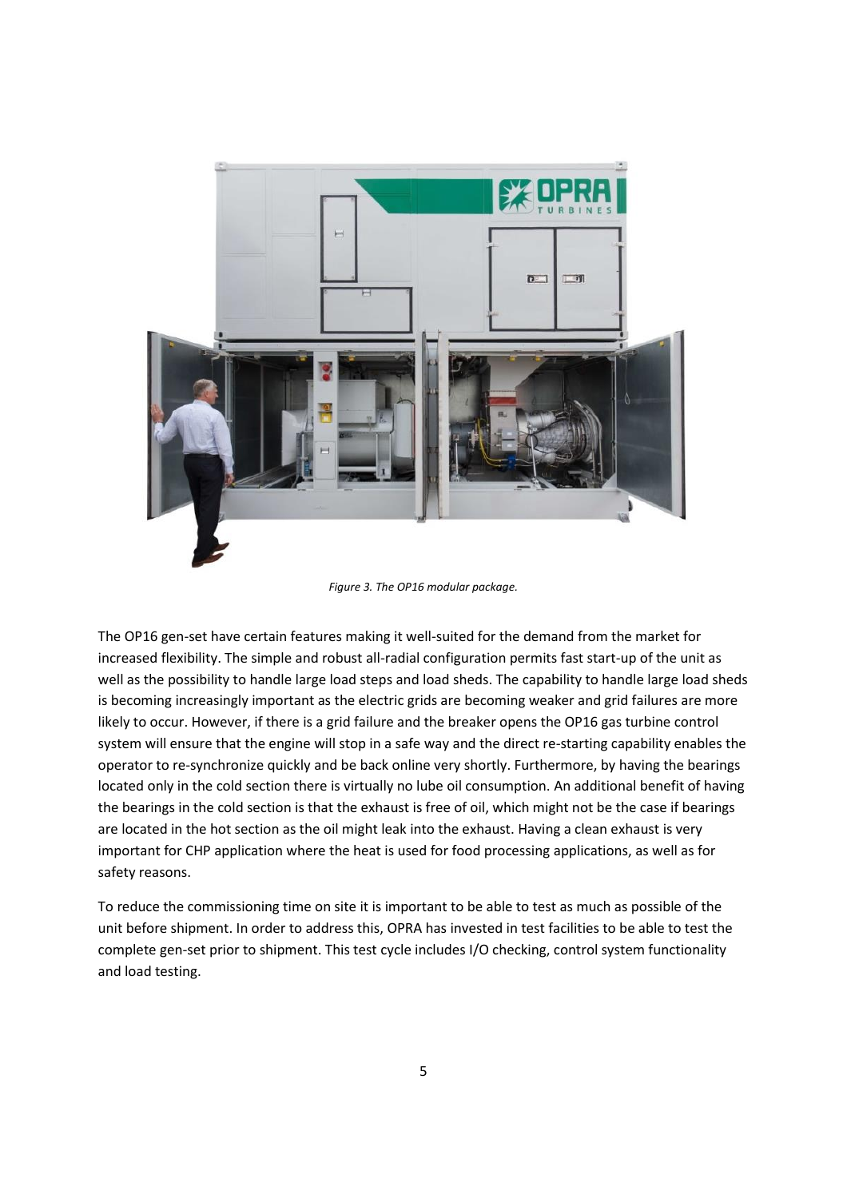*Figure 3. The OP16 modular package.*

The OP16 gen-set have certain features making it well-suited for the demand from the market for increased flexibility. The simple and robust all-radial configuration permits fast start-up of the unit as well as the possibility to handle large load steps and load sheds. The capability to handle large load sheds is becoming increasingly important as the electric grids are becoming weaker and grid failures are more likely to occur. However, if there is a grid failure and the breaker opens the OP16 gas turbine control system will ensure that the engine will stop in a safe way and the direct re-starting capability enables the operator to re-synchronize quickly and be back online very shortly. Furthermore, by having the bearings located only in the cold section there is virtually no lube oil consumption. An additional benefit of having the bearings in the cold section is that the exhaust is free of oil, which might not be the case if bearings are located in the hot section as the oil might leak into the exhaust. Having a clean exhaust is very important for CHP application where the heat is used for food processing applications, as well as for safety reasons.

To reduce the commissioning time on site it is important to be able to test as much as possible of the unit before shipment. In order to address this, OPRA has invested in test facilities to be able to test the complete gen-set prior to shipment. This test cycle includes I/O checking, control system functionality and load testing.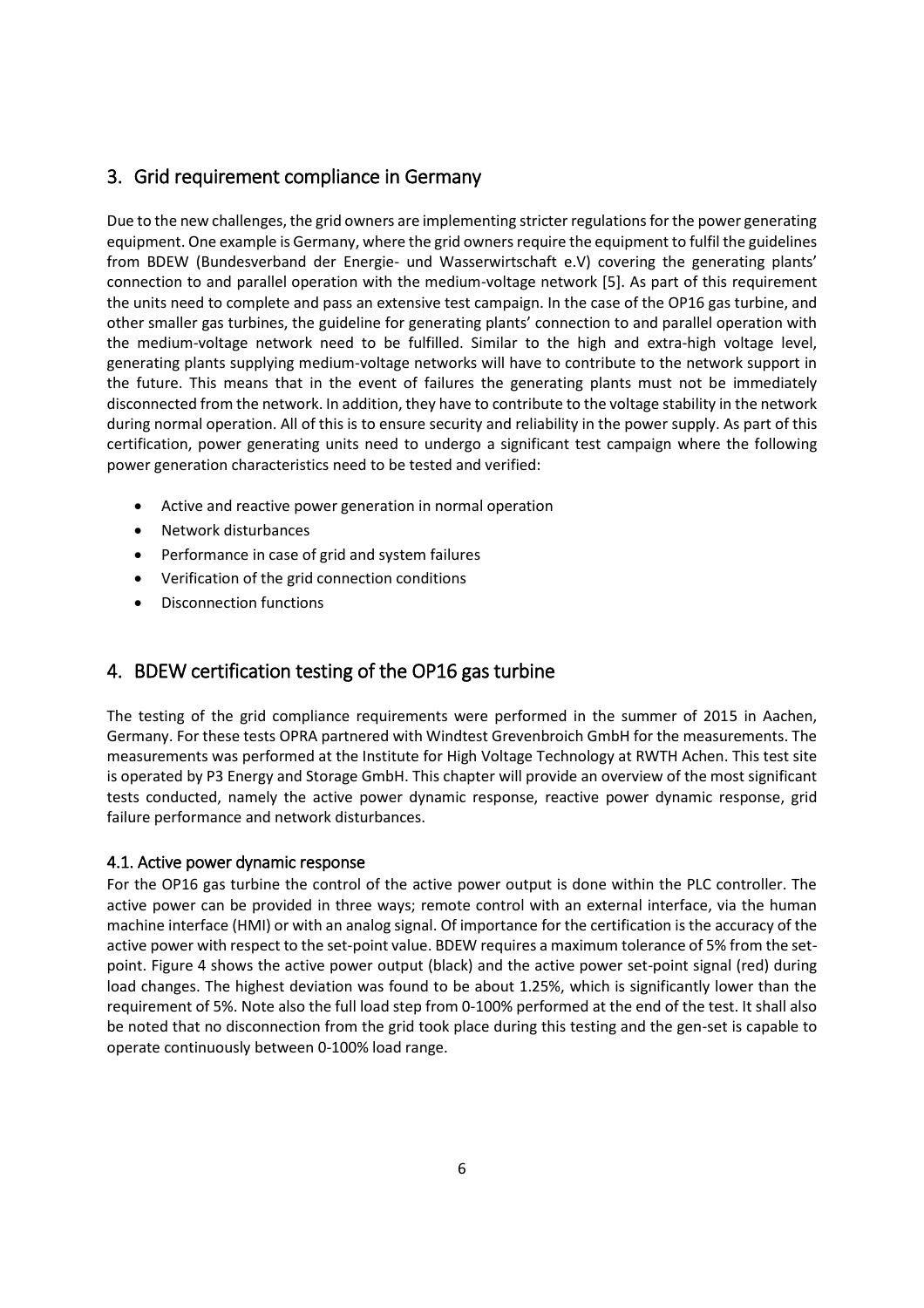## 3. Grid requirement compliance in Germany

Due to the new challenges, the grid owners are implementing stricter regulations for the power generating equipment. One example is Germany, where the grid owners require the equipment to fulfil the guidelines from BDEW (Bundesverband der Energie- und Wasserwirtschaft e.V) covering the generating plants' connection to and parallel operation with the medium-voltage network [5]. As part of this requirement the units need to complete and pass an extensive test campaign. In the case of the OP16 gas turbine, and other smaller gas turbines, the guideline for generating plants' connection to and parallel operation with the medium-voltage network need to be fulfilled. Similar to the high and extra-high voltage level, generating plants supplying medium-voltage networks will have to contribute to the network support in the future. This means that in the event of failures the generating plants must not be immediately disconnected from the network. In addition, they have to contribute to the voltage stability in the network during normal operation. All of this is to ensure security and reliability in the power supply. As part of this certification, power generating units need to undergo a significant test campaign where the following power generation characteristics need to be tested and verified:

- Active and reactive power generation in normal operation
- Network disturbances
- Performance in case of grid and system failures
- Verification of the grid connection conditions
- Disconnection functions

## 4. BDEW certification testing of the OP16 gas turbine

The testing of the grid compliance requirements were performed in the summer of 2015 in Aachen, Germany. For these tests OPRA partnered with Windtest Grevenbroich GmbH for the measurements. The measurements was performed at the Institute for High Voltage Technology at RWTH Achen. This test site is operated by P3 Energy and Storage GmbH. This chapter will provide an overview of the most significant tests conducted, namely the active power dynamic response, reactive power dynamic response, grid failure performance and network disturbances.

### 4.1. Active power dynamic response

For the OP16 gas turbine the control of the active power output is done within the PLC controller. The active power can be provided in three ways; remote control with an external interface, via the human machine interface (HMI) or with an analog signal. Of importance for the certification is the accuracy of the active power with respect to the set-point value. BDEW requires a maximum tolerance of 5% from the set-point. Figure 4 shows the active power output (black) and the active power set-point signal (red) during load changes. The highest deviation was found to be about 1.25%, which is significantly lower than the requirement of 5%. Note also the full load step from 0-100% performed at the end of the test. It shall also be noted that no disconnection from the grid took place during this testing and the gen-set is capable to operate continuously between 0-100% load range.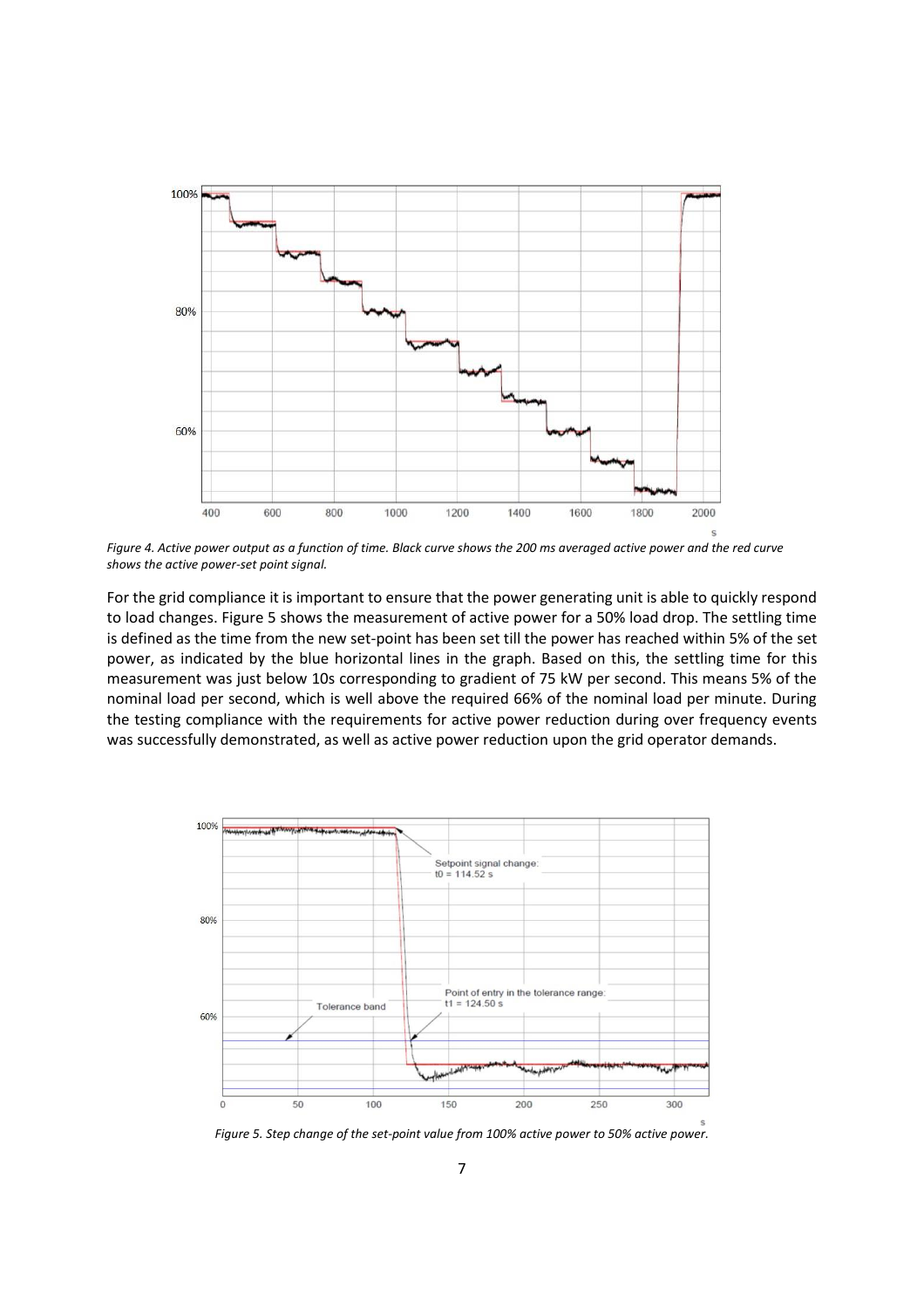*Figure 4. Active power output as a function of time. Black curve shows the 200 ms averaged active power and the red curve shows the active power-set point signal.*

For the grid compliance it is important to ensure that the power generating unit is able to quickly respond to load changes. Figure 5 shows the measurement of active power for a 50% load drop. The settling time is defined as the time from the new set-point has been set till the power has reached within 5% of the set power, as indicated by the blue horizontal lines in the graph. Based on this, the settling time for this measurement was just below 10s corresponding to gradient of 75 kW per second. This means 5% of the nominal load per second, which is well above the required 66% of the nominal load per minute. During the testing compliance with the requirements for active power reduction during over frequency events was successfully demonstrated, as well as active power reduction upon the grid operator demands.

*Figure 5. Step change of the set-point value from 100% active power to 50% active power.*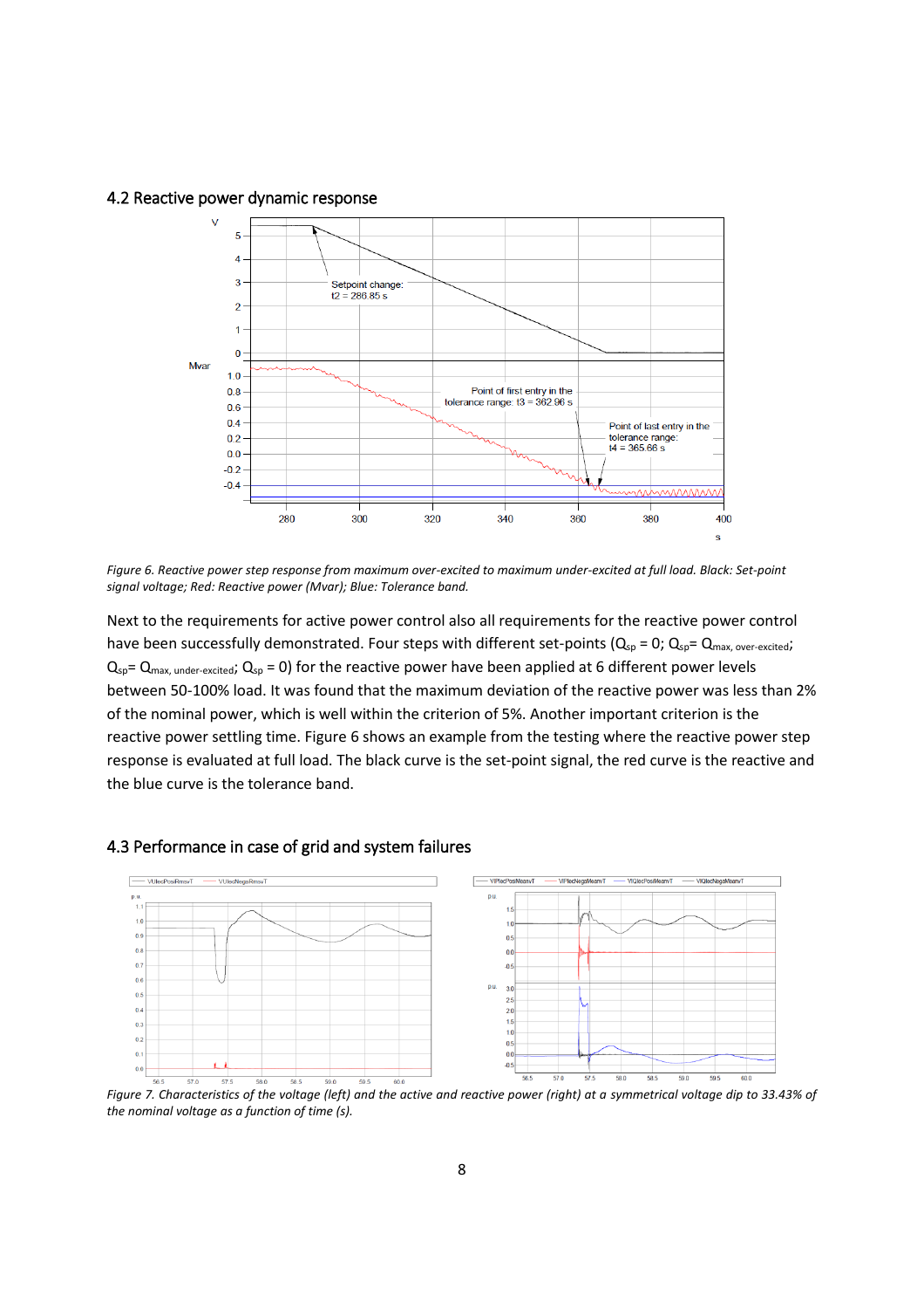## 4.2 Reactive power dynamic response

*Figure 6. Reactive power step response from maximum over-excited to maximum under-excited at full load. Black: Set-point signal voltage; Red: Reactive power (Mvar); Blue: Tolerance band.*

Next to the requirements for active power control also all requirements for the reactive power control have been successfully demonstrated. Four steps with different set-points ($Q_{sp} = 0$; $Q_{sp} = Q_{max,\ over\text{-}excited}$; $Q_{sp} = Q_{max,\ under\text{-}excited}$; $Q_{sp} = 0$) for the reactive power have been applied at 6 different power levels between 50-100% load. It was found that the maximum deviation of the reactive power was less than 2% of the nominal power, which is well within the criterion of 5%. Another important criterion is the reactive power settling time. Figure 6 shows an example from the testing where the reactive power step response is evaluated at full load. The black curve is the set-point signal, the red curve is the reactive and the blue curve is the tolerance band.

## 4.3 Performance in case of grid and system failures

*Figure 7. Characteristics of the voltage (left) and the active and reactive power (right) at a symmetrical voltage dip to 33.43% of the nominal voltage as a function of time (s).*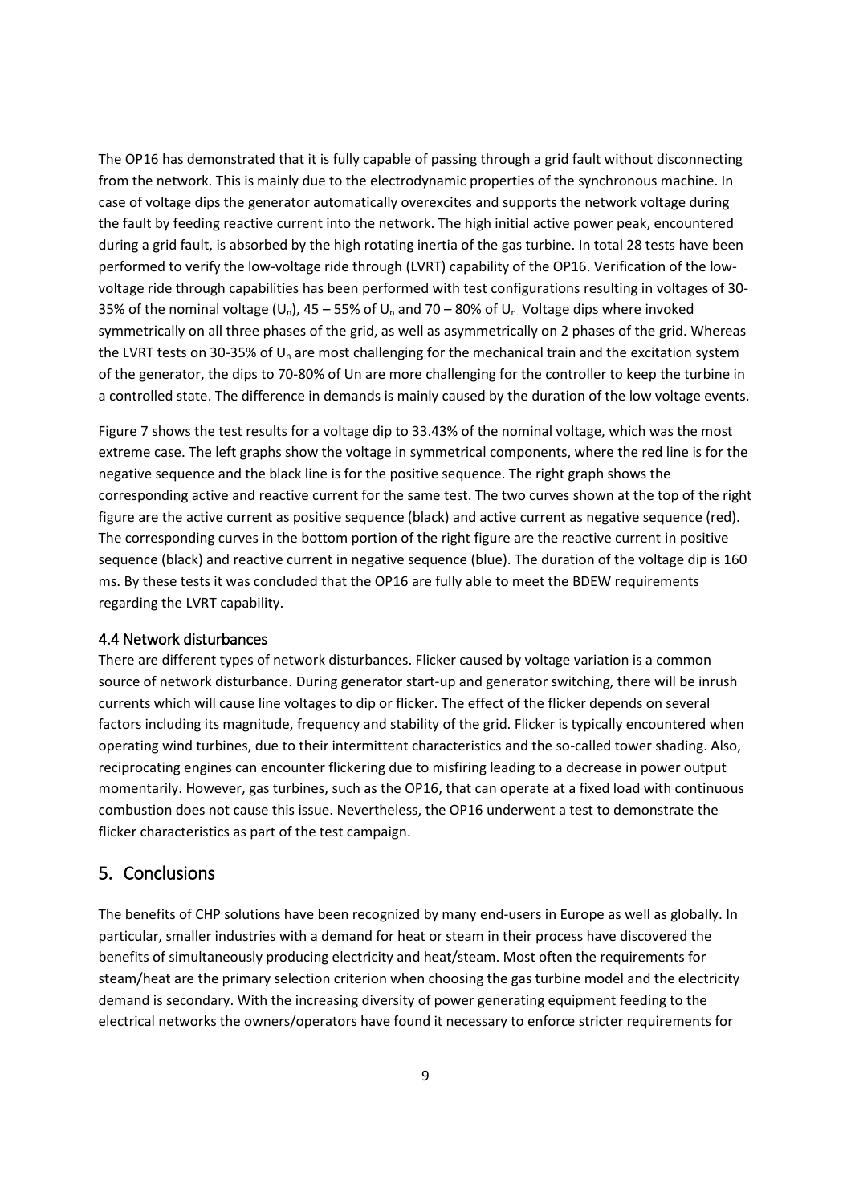The OP16 has demonstrated that it is fully capable of passing through a grid fault without disconnecting from the network. This is mainly due to the electrodynamic properties of the synchronous machine. In case of voltage dips the generator automatically overexcites and supports the network voltage during the fault by feeding reactive current into the network. The high initial active power peak, encountered during a grid fault, is absorbed by the high rotating inertia of the gas turbine. In total 28 tests have been performed to verify the low-voltage ride through (LVRT) capability of the OP16. Verification of the low-voltage ride through capabilities has been performed with test configurations resulting in voltages of 30-35% of the nominal voltage ($U_n$), 45 – 55% of $U_n$ and 70 – 80% of $U_n$. Voltage dips where invoked symmetrically on all three phases of the grid, as well as asymmetrically on 2 phases of the grid. Whereas the LVRT tests on 30-35% of $U_n$ are most challenging for the mechanical train and the excitation system of the generator, the dips to 70-80% of Un are more challenging for the controller to keep the turbine in a controlled state. The difference in demands is mainly caused by the duration of the low voltage events.

Figure 7 shows the test results for a voltage dip to 33.43% of the nominal voltage, which was the most extreme case. The left graphs show the voltage in symmetrical components, where the red line is for the negative sequence and the black line is for the positive sequence. The right graph shows the corresponding active and reactive current for the same test. The two curves shown at the top of the right figure are the active current as positive sequence (black) and active current as negative sequence (red). The corresponding curves in the bottom portion of the right figure are the reactive current in positive sequence (black) and reactive current in negative sequence (blue). The duration of the voltage dip is 160 ms. By these tests it was concluded that the OP16 are fully able to meet the BDEW requirements regarding the LVRT capability.

### 4.4 Network disturbances

There are different types of network disturbances. Flicker caused by voltage variation is a common source of network disturbance. During generator start-up and generator switching, there will be inrush currents which will cause line voltages to dip or flicker. The effect of the flicker depends on several factors including its magnitude, frequency and stability of the grid. Flicker is typically encountered when operating wind turbines, due to their intermittent characteristics and the so-called tower shading. Also, reciprocating engines can encounter flickering due to misfiring leading to a decrease in power output momentarily. However, gas turbines, such as the OP16, that can operate at a fixed load with continuous combustion does not cause this issue. Nevertheless, the OP16 underwent a test to demonstrate the flicker characteristics as part of the test campaign.

## 5. Conclusions

The benefits of CHP solutions have been recognized by many end-users in Europe as well as globally. In particular, smaller industries with a demand for heat or steam in their process have discovered the benefits of simultaneously producing electricity and heat/steam. Most often the requirements for steam/heat are the primary selection criterion when choosing the gas turbine model and the electricity demand is secondary. With the increasing diversity of power generating equipment feeding to the electrical networks the owners/operators have found it necessary to enforce stricter requirements for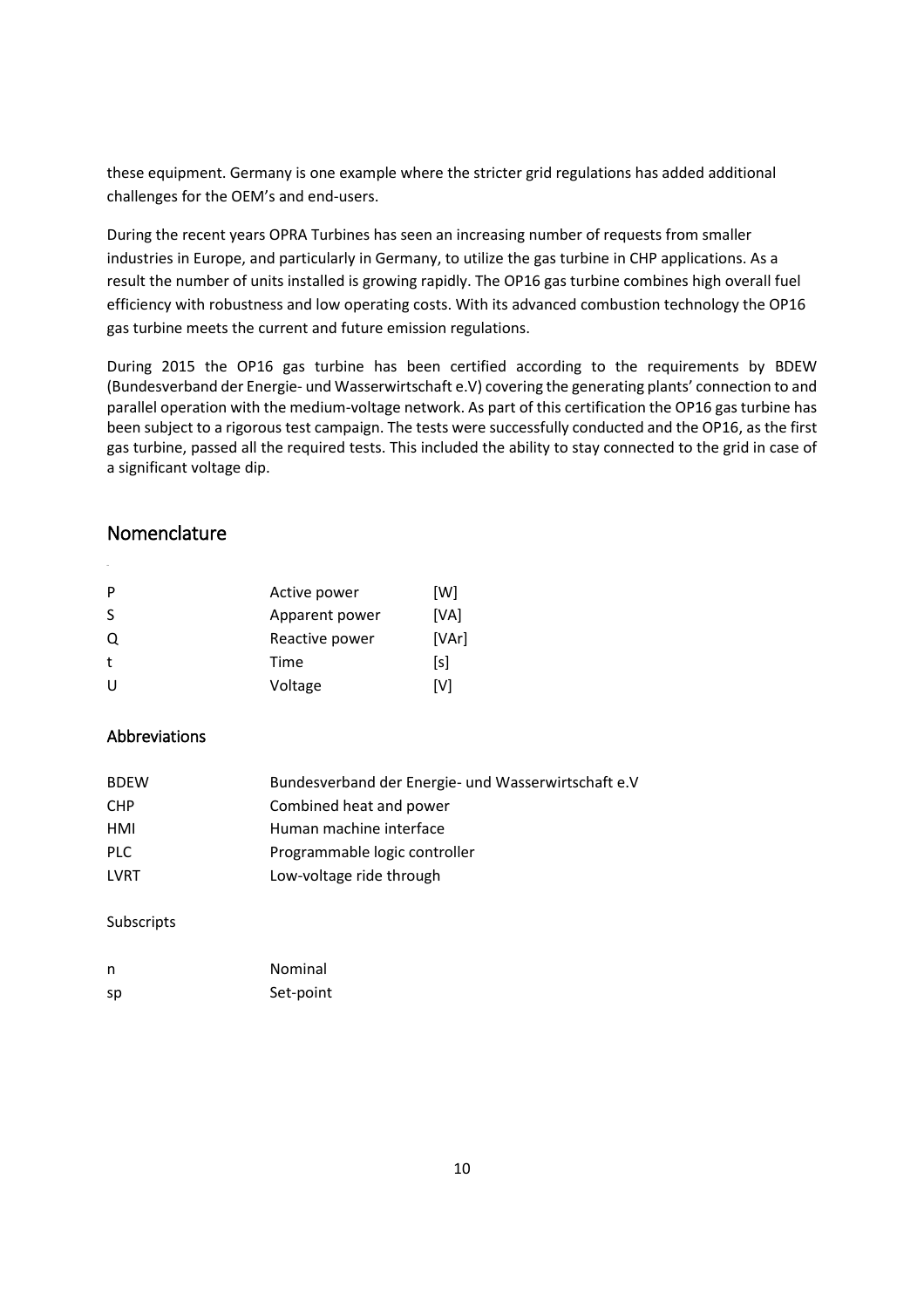these equipment. Germany is one example where the stricter grid regulations has added additional challenges for the OEM's and end-users.

During the recent years OPRA Turbines has seen an increasing number of requests from smaller industries in Europe, and particularly in Germany, to utilize the gas turbine in CHP applications. As a result the number of units installed is growing rapidly. The OP16 gas turbine combines high overall fuel efficiency with robustness and low operating costs. With its advanced combustion technology the OP16 gas turbine meets the current and future emission regulations.

During 2015 the OP16 gas turbine has been certified according to the requirements by BDEW (Bundesverband der Energie- und Wasserwirtschaft e.V) covering the generating plants' connection to and parallel operation with the medium-voltage network. As part of this certification the OP16 gas turbine has been subject to a rigorous test campaign. The tests were successfully conducted and the OP16, as the first gas turbine, passed all the required tests. This included the ability to stay connected to the grid in case of a significant voltage dip.

## Nomenclature

| | | |
|---|---|---|
| P | Active power | [W] |
| S | Apparent power | [VA] |
| Q | Reactive power | [VAr] |
| t | Time | [s] |
| U | Voltage | [V] |

### Abbreviations

| | |
|---|---|
| BDEW | Bundesverband der Energie- und Wasserwirtschaft e.V |
| CHP | Combined heat and power |
| HMI | Human machine interface |
| PLC | Programmable logic controller |
| LVRT | Low-voltage ride through |

Subscripts

| | |
|---|---|
| n | Nominal |
| sp | Set-point |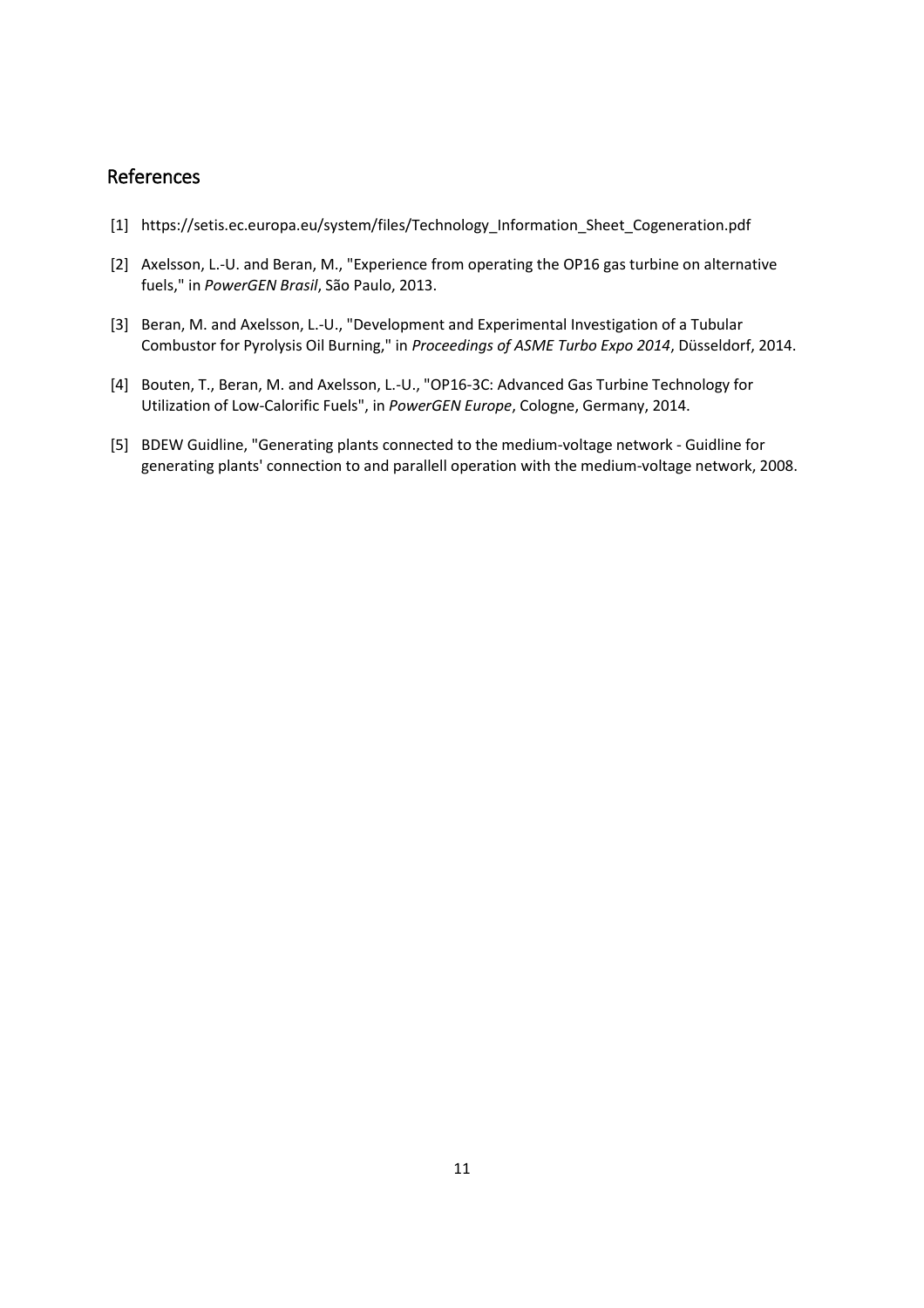## References

[1] https://setis.ec.europa.eu/system/files/Technology_Information_Sheet_Cogeneration.pdf

[2] Axelsson, L.-U. and Beran, M., "Experience from operating the OP16 gas turbine on alternative fuels," in *PowerGEN Brasil*, São Paulo, 2013.

[3] Beran, M. and Axelsson, L.-U., "Development and Experimental Investigation of a Tubular Combustor for Pyrolysis Oil Burning," in *Proceedings of ASME Turbo Expo 2014*, Düsseldorf, 2014.

[4] Bouten, T., Beran, M. and Axelsson, L.-U., "OP16-3C: Advanced Gas Turbine Technology for Utilization of Low-Calorific Fuels", in *PowerGEN Europe*, Cologne, Germany, 2014.

[5] BDEW Guidline, "Generating plants connected to the medium-voltage network - Guidline for generating plants' connection to and parallell operation with the medium-voltage network, 2008.